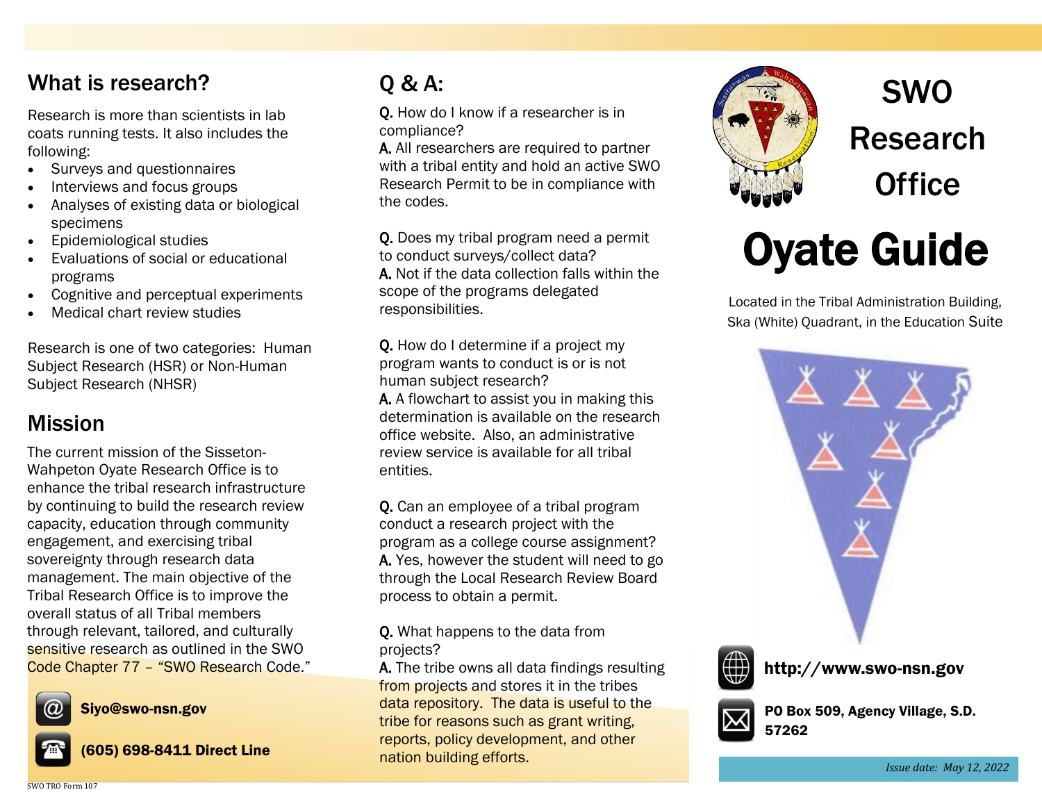## What is research?

Research is more than scientists in lab coats running tests. It also includes the following:

- Surveys and questionnaires
- Interviews and focus groups
- Analyses of existing data or biological specimens
- Epidemiological studies
- Evaluations of social or educational programs
- Cognitive and perceptual experiments
- Medical chart review studies

Research is one of two categories: Human Subject Research (HSR) or Non-Human Subject Research (NHSR)

## Mission

The current mission of the Sisseton-Wahpeton Oyate Research Office is to enhance the tribal research infrastructure by continuing to build the research review capacity, education through community engagement, and exercising tribal sovereignty through research data management. The main objective of the Tribal Research Office is to improve the overall status of all Tribal members through relevant, tailored, and culturally sensitive research as outlined in the SWO Code Chapter 77 – "SWO Research Code."

**Siyo@swo-nsn.gov**

**(605) 698-8411 Direct Line**

## Q & A:

**Q.** How do I know if a researcher is in compliance?
**A.** All researchers are required to partner with a tribal entity and hold an active SWO Research Permit to be in compliance with the codes.

**Q.** Does my tribal program need a permit to conduct surveys/collect data?
**A.** Not if the data collection falls within the scope of the programs delegated responsibilities.

**Q.** How do I determine if a project my program wants to conduct is or is not human subject research?
**A.** A flowchart to assist you in making this determination is available on the research office website. Also, an administrative review service is available for all tribal entities.

**Q.** Can an employee of a tribal program conduct a research project with the program as a college course assignment?
**A.** Yes, however the student will need to go through the Local Research Review Board process to obtain a permit.

**Q.** What happens to the data from projects?
**A.** The tribe owns all data findings resulting from projects and stores it in the tribes data repository. The data is useful to the tribe for reasons such as grant writing, reports, policy development, and other nation building efforts.

# SWO Research Office

# Oyate Guide

Located in the Tribal Administration Building, Ska (White) Quadrant, in the Education Suite

**http://www.swo-nsn.gov**

**PO Box 509, Agency Village, S.D. 57262**

*Issue date: May 12, 2022*

SWO TRO Form 107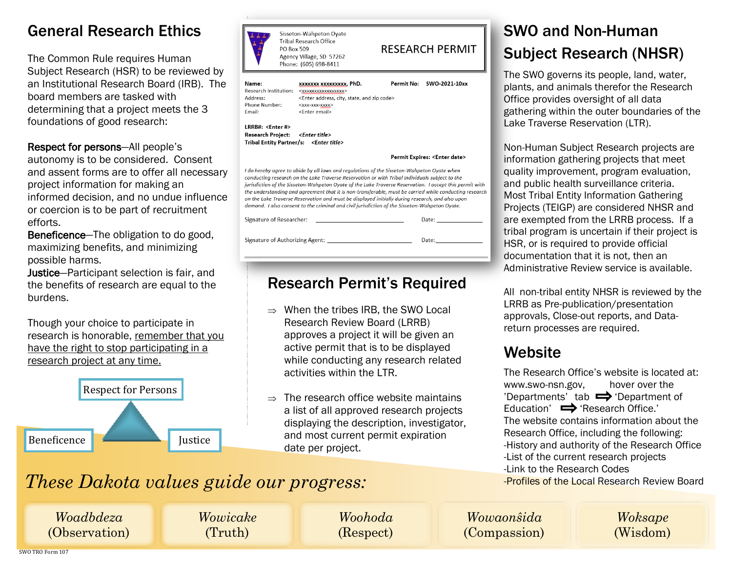## General Research Ethics

The Common Rule requires Human Subject Research (HSR) to be reviewed by an Institutional Research Board (IRB). The board members are tasked with determining that a project meets the 3 foundations of good research:

**Respect for persons**—All people's autonomy is to be considered. Consent and assent forms are to offer all necessary project information for making an informed decision, and no undue influence or coercion is to be part of recruitment efforts.
**Beneficence**—The obligation to do good, maximizing benefits, and minimizing possible harms.
**Justice**—Participant selection is fair, and the benefits of research are equal to the burdens.

Though your choice to participate in research is honorable, remember that you have the right to stop participating in a research project at any time.

Respect for Persons

Beneficence

Justice

Sisseton-Wahpeton Oyate
Tribal Research Office
PO Box 509
Agency Village, SD 57262
Phone: (605) 698-8411

RESEARCH PERMIT

**Name:** xxxxxxx xxxxxxxxx, PhD. **Permit No:** SWO-2021-10xx
Research Institution: <xxxxxxxxxxxxxxxxx>
Address: <Enter address, city, state, and zip code>
Phone Number: <xxx-xxx-xxxx>
Email: <Enter email>

**LRRB#: <Enter #>**
**Research Project:** *<Enter title>*
**Tribal Entity Partner/s:** *<Enter title>*

**Permit Expires: <Enter date>**

*I do hereby agree to abide by all laws and regulations of the Sisseton-Wahpeton Oyate when conducting research on the Lake Traverse Reservation or with Tribal individuals subject to the jurisdiction of the Sisseton-Wahpeton Oyate of the Lake Traverse Reservation. I accept this permit with the understanding and agreement that it is non-transferable, must be carried while conducting research on the Lake Traverse Reservation and must be displayed initially during research, and also upon demand. I also consent to the criminal and civil jurisdiction of the Sisseton-Wahpeton Oyate.*

Signature of Researcher: ______________________ Date: ____________

Signature of Authorizing Agent: ______________________ Date: ____________

## Research Permit's Required

- ⇒ When the tribes IRB, the SWO Local Research Review Board (LRRB) approves a project it will be given an active permit that is to be displayed while conducting any research related activities within the LTR.
- ⇒ The research office website maintains a list of all approved research projects displaying the description, investigator, and most current permit expiration date per project.

## SWO and Non-Human Subject Research (NHSR)

The SWO governs its people, land, water, plants, and animals therefor the Research Office provides oversight of all data gathering within the outer boundaries of the Lake Traverse Reservation (LTR).

Non-Human Subject Research projects are information gathering projects that meet quality improvement, program evaluation, and public health surveillance criteria. Most Tribal Entity Information Gathering Projects (TEIGP) are considered NHSR and are exempted from the LRRB process. If a tribal program is uncertain if their project is HSR, or is required to provide official documentation that it is not, then an Administrative Review service is available.

All non-tribal entity NHSR is reviewed by the LRRB as Pre-publication/presentation approvals, Close-out reports, and Data-return processes are required.

## Website

The Research Office's website is located at: www.swo-nsn.gov, hover over the 'Departments' tab ⇒ 'Department of Education' ⇒ 'Research Office.'
The website contains information about the Research Office, including the following:
-History and authority of the Research Office
-List of the current research projects
-Link to the Research Codes
-Profiles of the Local Research Review Board

*These Dakota values guide our progress:*

| | | | | |
|---|---|---|---|---|
| *Woadbdeza* (Observation) | *Wowicake* (Truth) | *Woohoda* (Respect) | *Wowaonŝida* (Compassion) | *Woksape* (Wisdom) |

SWO TRO Form 107